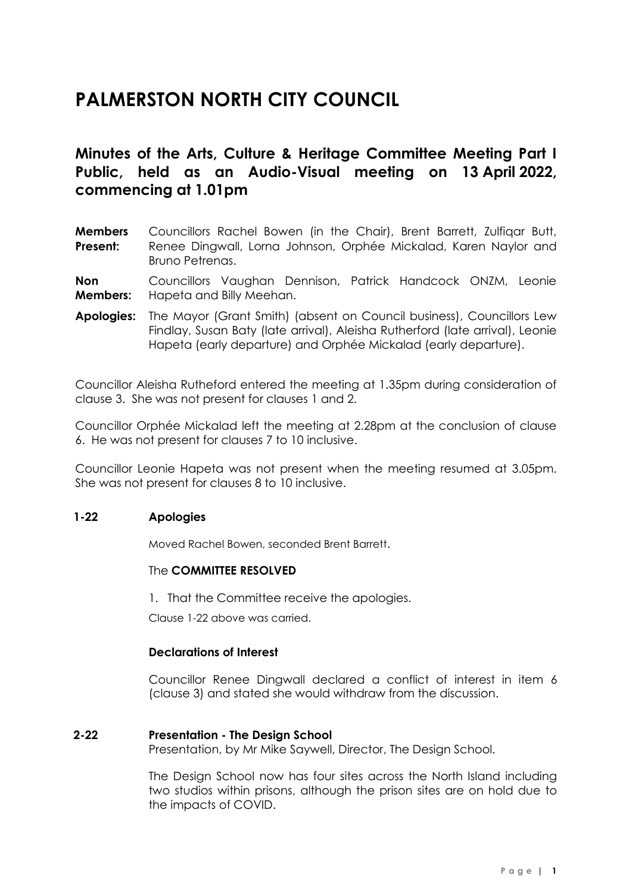# PALMERSTON NORTH CITY COUNCIL

## Minutes of the Arts, Culture & Heritage Committee Meeting Part I Public, held as an Audio-Visual meeting on 13 April 2022, commencing at 1.01pm

**Members Present:** Councillors Rachel Bowen (in the Chair), Brent Barrett, Zulfiqar Butt, Renee Dingwall, Lorna Johnson, Orphée Mickalad, Karen Naylor and Bruno Petrenas.

**Non Members:** Councillors Vaughan Dennison, Patrick Handcock ONZM, Leonie Hapeta and Billy Meehan.

**Apologies:** The Mayor (Grant Smith) (absent on Council business), Councillors Lew Findlay, Susan Baty (late arrival), Aleisha Rutherford (late arrival), Leonie Hapeta (early departure) and Orphée Mickalad (early departure).

Councillor Aleisha Rutheford entered the meeting at 1.35pm during consideration of clause 3. She was not present for clauses 1 and 2.

Councillor Orphée Mickalad left the meeting at 2.28pm at the conclusion of clause 6. He was not present for clauses 7 to 10 inclusive.

Councillor Leonie Hapeta was not present when the meeting resumed at 3.05pm. She was not present for clauses 8 to 10 inclusive.

### 1-22 Apologies

Moved Rachel Bowen, seconded Brent Barrett.

The **COMMITTEE RESOLVED**

1. That the Committee receive the apologies.

Clause 1-22 above was carried.

### Declarations of Interest

Councillor Renee Dingwall declared a conflict of interest in item 6 (clause 3) and stated she would withdraw from the discussion.

### 2-22 Presentation - The Design School

Presentation, by Mr Mike Saywell, Director, The Design School.

The Design School now has four sites across the North Island including two studios within prisons, although the prison sites are on hold due to the impacts of COVID.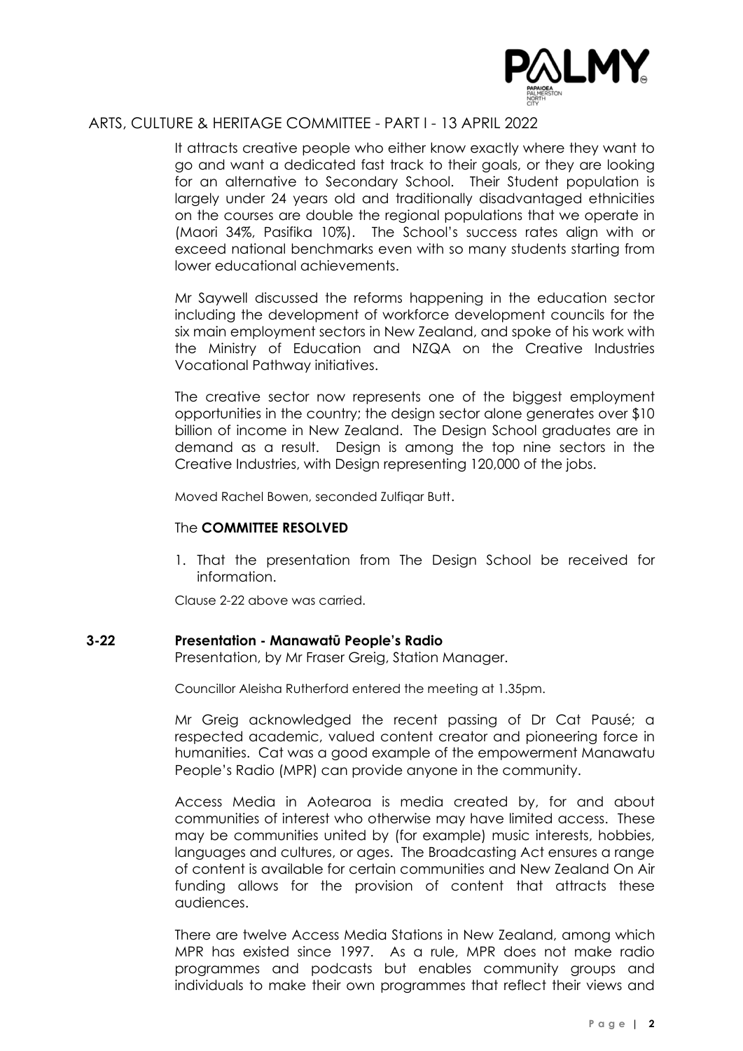It attracts creative people who either know exactly where they want to go and want a dedicated fast track to their goals, or they are looking for an alternative to Secondary School. Their Student population is largely under 24 years old and traditionally disadvantaged ethnicities on the courses are double the regional populations that we operate in (Maori 34%, Pasifika 10%). The School's success rates align with or exceed national benchmarks even with so many students starting from lower educational achievements.

Mr Saywell discussed the reforms happening in the education sector including the development of workforce development councils for the six main employment sectors in New Zealand, and spoke of his work with the Ministry of Education and NZQA on the Creative Industries Vocational Pathway initiatives.

The creative sector now represents one of the biggest employment opportunities in the country; the design sector alone generates over $10 billion of income in New Zealand. The Design School graduates are in demand as a result. Design is among the top nine sectors in the Creative Industries, with Design representing 120,000 of the jobs.

Moved Rachel Bowen, seconded Zulfiqar Butt.

The **COMMITTEE RESOLVED**

1. That the presentation from The Design School be received for information.

Clause 2-22 above was carried.

### 3-22 Presentation - Manawatū People's Radio

Presentation, by Mr Fraser Greig, Station Manager.

Councillor Aleisha Rutherford entered the meeting at 1.35pm.

Mr Greig acknowledged the recent passing of Dr Cat Pausé; a respected academic, valued content creator and pioneering force in humanities. Cat was a good example of the empowerment Manawatu People's Radio (MPR) can provide anyone in the community.

Access Media in Aotearoa is media created by, for and about communities of interest who otherwise may have limited access. These may be communities united by (for example) music interests, hobbies, languages and cultures, or ages. The Broadcasting Act ensures a range of content is available for certain communities and New Zealand On Air funding allows for the provision of content that attracts these audiences.

There are twelve Access Media Stations in New Zealand, among which MPR has existed since 1997. As a rule, MPR does not make radio programmes and podcasts but enables community groups and individuals to make their own programmes that reflect their views and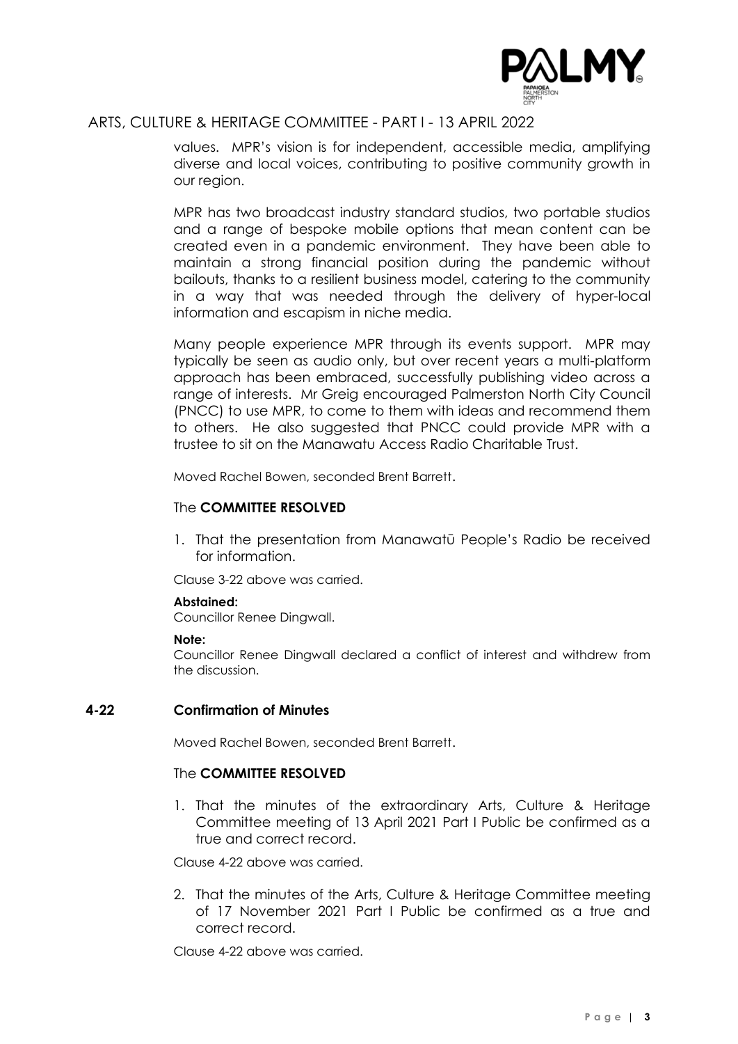values. MPR's vision is for independent, accessible media, amplifying diverse and local voices, contributing to positive community growth in our region.

MPR has two broadcast industry standard studios, two portable studios and a range of bespoke mobile options that mean content can be created even in a pandemic environment. They have been able to maintain a strong financial position during the pandemic without bailouts, thanks to a resilient business model, catering to the community in a way that was needed through the delivery of hyper-local information and escapism in niche media.

Many people experience MPR through its events support. MPR may typically be seen as audio only, but over recent years a multi-platform approach has been embraced, successfully publishing video across a range of interests. Mr Greig encouraged Palmerston North City Council (PNCC) to use MPR, to come to them with ideas and recommend them to others. He also suggested that PNCC could provide MPR with a trustee to sit on the Manawatu Access Radio Charitable Trust.

Moved Rachel Bowen, seconded Brent Barrett.

The **COMMITTEE RESOLVED**

1. That the presentation from Manawatū People's Radio be received for information.

Clause 3-22 above was carried.

**Abstained:**
Councillor Renee Dingwall.

**Note:**
Councillor Renee Dingwall declared a conflict of interest and withdrew from the discussion.

## 4-22 Confirmation of Minutes

Moved Rachel Bowen, seconded Brent Barrett.

The **COMMITTEE RESOLVED**

1. That the minutes of the extraordinary Arts, Culture & Heritage Committee meeting of 13 April 2021 Part I Public be confirmed as a true and correct record.

Clause 4-22 above was carried.

2. That the minutes of the Arts, Culture & Heritage Committee meeting of 17 November 2021 Part I Public be confirmed as a true and correct record.

Clause 4-22 above was carried.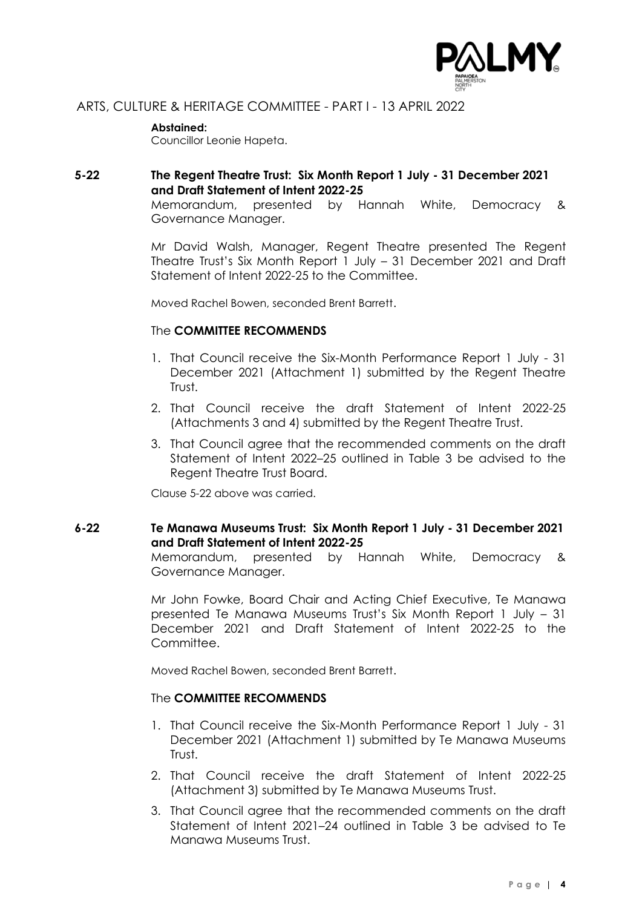**Abstained:**
Councillor Leonie Hapeta.

## 5-22 The Regent Theatre Trust: Six Month Report 1 July - 31 December 2021 and Draft Statement of Intent 2022-25

Memorandum, presented by Hannah White, Democracy & Governance Manager.

Mr David Walsh, Manager, Regent Theatre presented The Regent Theatre Trust's Six Month Report 1 July – 31 December 2021 and Draft Statement of Intent 2022-25 to the Committee.

Moved Rachel Bowen, seconded Brent Barrett.

The **COMMITTEE RECOMMENDS**

1. That Council receive the Six-Month Performance Report 1 July - 31 December 2021 (Attachment 1) submitted by the Regent Theatre Trust.
2. That Council receive the draft Statement of Intent 2022-25 (Attachments 3 and 4) submitted by the Regent Theatre Trust.
3. That Council agree that the recommended comments on the draft Statement of Intent 2022–25 outlined in Table 3 be advised to the Regent Theatre Trust Board.

Clause 5-22 above was carried.

## 6-22 Te Manawa Museums Trust: Six Month Report 1 July - 31 December 2021 and Draft Statement of Intent 2022-25

Memorandum, presented by Hannah White, Democracy & Governance Manager.

Mr John Fowke, Board Chair and Acting Chief Executive, Te Manawa presented Te Manawa Museums Trust's Six Month Report 1 July – 31 December 2021 and Draft Statement of Intent 2022-25 to the Committee.

Moved Rachel Bowen, seconded Brent Barrett.

The **COMMITTEE RECOMMENDS**

1. That Council receive the Six-Month Performance Report 1 July - 31 December 2021 (Attachment 1) submitted by Te Manawa Museums Trust.
2. That Council receive the draft Statement of Intent 2022-25 (Attachment 3) submitted by Te Manawa Museums Trust.
3. That Council agree that the recommended comments on the draft Statement of Intent 2021–24 outlined in Table 3 be advised to Te Manawa Museums Trust.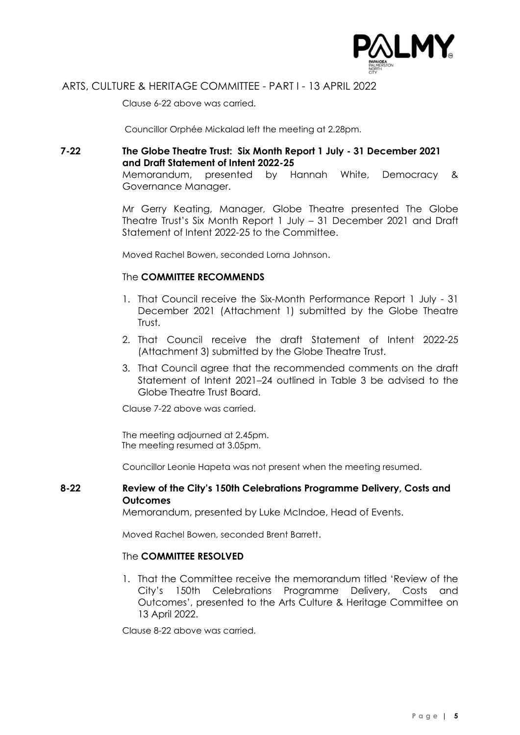Clause 6-22 above was carried.

Councillor Orphée Mickalad left the meeting at 2.28pm.

## 7-22 The Globe Theatre Trust: Six Month Report 1 July - 31 December 2021 and Draft Statement of Intent 2022-25

Memorandum, presented by Hannah White, Democracy & Governance Manager.

Mr Gerry Keating, Manager, Globe Theatre presented The Globe Theatre Trust's Six Month Report 1 July – 31 December 2021 and Draft Statement of Intent 2022-25 to the Committee.

Moved Rachel Bowen, seconded Lorna Johnson.

The **COMMITTEE RECOMMENDS**

1. That Council receive the Six-Month Performance Report 1 July - 31 December 2021 (Attachment 1) submitted by the Globe Theatre Trust.
2. That Council receive the draft Statement of Intent 2022-25 (Attachment 3) submitted by the Globe Theatre Trust.
3. That Council agree that the recommended comments on the draft Statement of Intent 2021–24 outlined in Table 3 be advised to the Globe Theatre Trust Board.

Clause 7-22 above was carried.

The meeting adjourned at 2.45pm.
The meeting resumed at 3.05pm.

Councillor Leonie Hapeta was not present when the meeting resumed.

## 8-22 Review of the City's 150th Celebrations Programme Delivery, Costs and Outcomes

Memorandum, presented by Luke McIndoe, Head of Events.

Moved Rachel Bowen, seconded Brent Barrett.

The **COMMITTEE RESOLVED**

1. That the Committee receive the memorandum titled 'Review of the City's 150th Celebrations Programme Delivery, Costs and Outcomes', presented to the Arts Culture & Heritage Committee on 13 April 2022.

Clause 8-22 above was carried.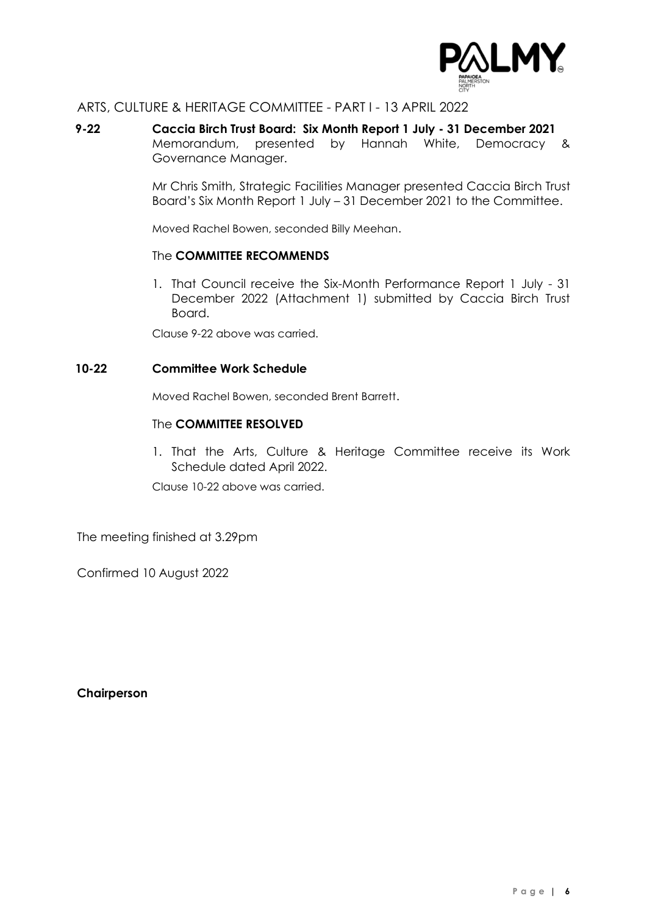ARTS, CULTURE & HERITAGE COMMITTEE - PART I - 13 APRIL 2022

**9-22 Caccia Birch Trust Board: Six Month Report 1 July - 31 December 2021**
Memorandum, presented by Hannah White, Democracy & Governance Manager.

Mr Chris Smith, Strategic Facilities Manager presented Caccia Birch Trust Board's Six Month Report 1 July – 31 December 2021 to the Committee.

Moved Rachel Bowen, seconded Billy Meehan.

The **COMMITTEE RECOMMENDS**

1. That Council receive the Six-Month Performance Report 1 July - 31 December 2022 (Attachment 1) submitted by Caccia Birch Trust Board.

Clause 9-22 above was carried.

**10-22 Committee Work Schedule**

Moved Rachel Bowen, seconded Brent Barrett.

The **COMMITTEE RESOLVED**

1. That the Arts, Culture & Heritage Committee receive its Work Schedule dated April 2022.

Clause 10-22 above was carried.

The meeting finished at 3.29pm

Confirmed 10 August 2022

**Chairperson**